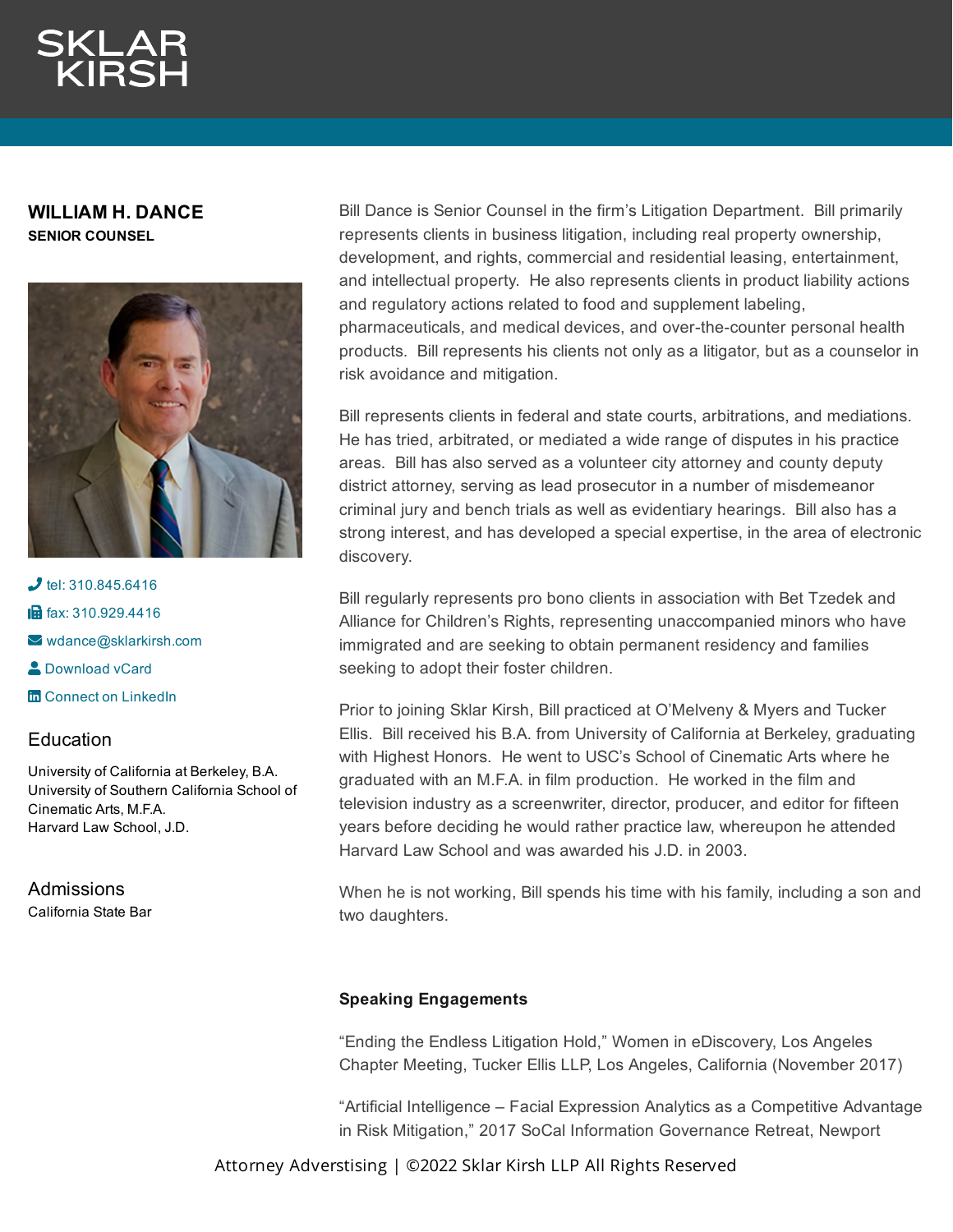# WILLIAM H. DANCE

**SENIOR COUNSEL**

tel: 310.845.6416

fax: 310.929.4416

wdance@sklarkirsh.com

Download vCard

Connect on LinkedIn

## Education

University of California at Berkeley, B.A.
University of Southern California School of Cinematic Arts, M.F.A.
Harvard Law School, J.D.

## Admissions

California State Bar

Bill Dance is Senior Counsel in the firm's Litigation Department. Bill primarily represents clients in business litigation, including real property ownership, development, and rights, commercial and residential leasing, entertainment, and intellectual property. He also represents clients in product liability actions and regulatory actions related to food and supplement labeling, pharmaceuticals, and medical devices, and over-the-counter personal health products. Bill represents his clients not only as a litigator, but as a counselor in risk avoidance and mitigation.

Bill represents clients in federal and state courts, arbitrations, and mediations. He has tried, arbitrated, or mediated a wide range of disputes in his practice areas. Bill has also served as a volunteer city attorney and county deputy district attorney, serving as lead prosecutor in a number of misdemeanor criminal jury and bench trials as well as evidentiary hearings. Bill also has a strong interest, and has developed a special expertise, in the area of electronic discovery.

Bill regularly represents pro bono clients in association with Bet Tzedek and Alliance for Children's Rights, representing unaccompanied minors who have immigrated and are seeking to obtain permanent residency and families seeking to adopt their foster children.

Prior to joining Sklar Kirsh, Bill practiced at O'Melveny & Myers and Tucker Ellis. Bill received his B.A. from University of California at Berkeley, graduating with Highest Honors. He went to USC's School of Cinematic Arts where he graduated with an M.F.A. in film production. He worked in the film and television industry as a screenwriter, director, producer, and editor for fifteen years before deciding he would rather practice law, whereupon he attended Harvard Law School and was awarded his J.D. in 2003.

When he is not working, Bill spends his time with his family, including a son and two daughters.

### Speaking Engagements

"Ending the Endless Litigation Hold," Women in eDiscovery, Los Angeles Chapter Meeting, Tucker Ellis LLP, Los Angeles, California (November 2017)

"Artificial Intelligence – Facial Expression Analytics as a Competitive Advantage in Risk Mitigation," 2017 SoCal Information Governance Retreat, Newport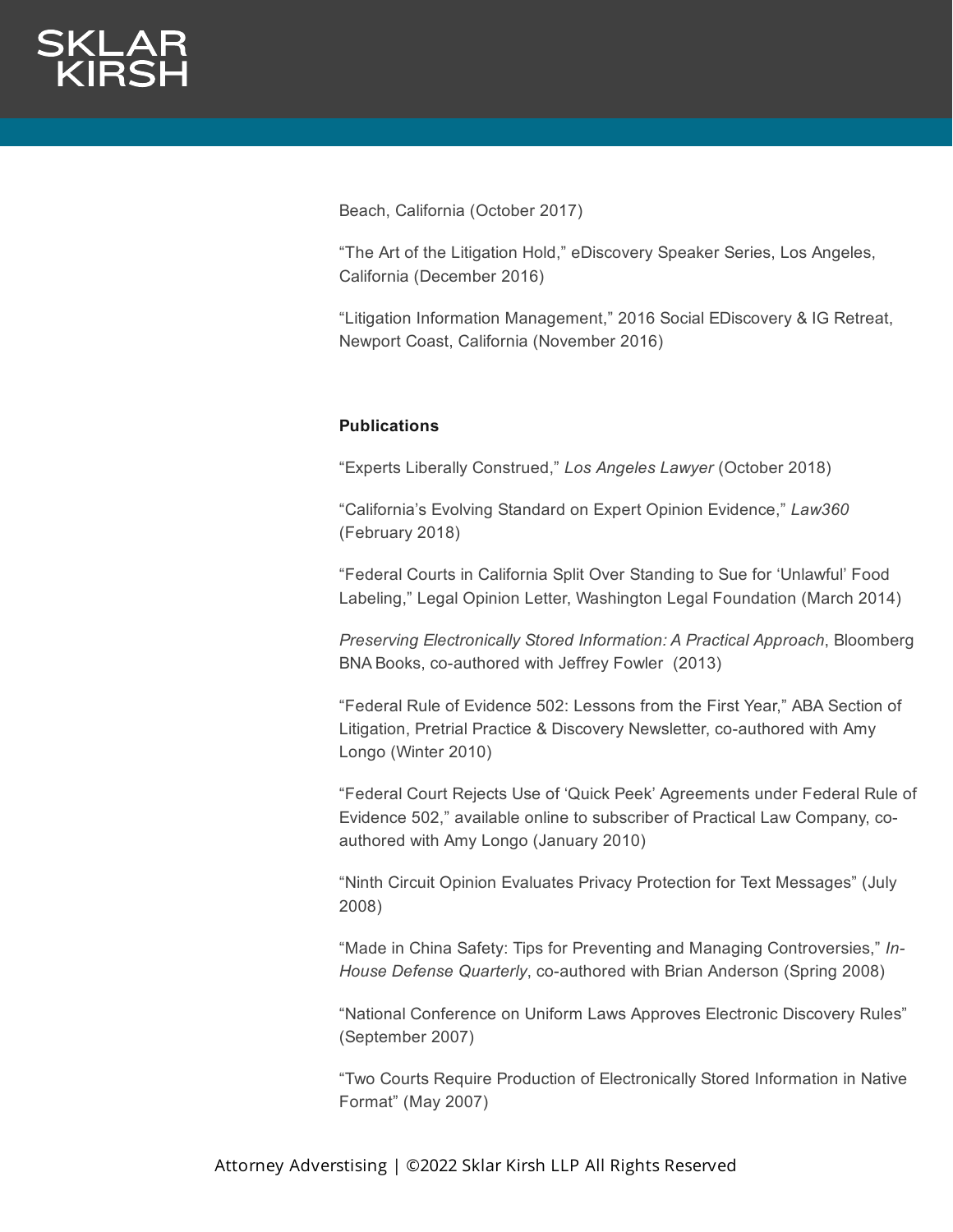Beach, California (October 2017)

"The Art of the Litigation Hold," eDiscovery Speaker Series, Los Angeles, California (December 2016)

"Litigation Information Management," 2016 Social EDiscovery & IG Retreat, Newport Coast, California (November 2016)

**Publications**

"Experts Liberally Construed," *Los Angeles Lawyer* (October 2018)

"California's Evolving Standard on Expert Opinion Evidence," *Law360* (February 2018)

"Federal Courts in California Split Over Standing to Sue for 'Unlawful' Food Labeling," Legal Opinion Letter, Washington Legal Foundation (March 2014)

*Preserving Electronically Stored Information: A Practical Approach*, Bloomberg BNA Books, co-authored with Jeffrey Fowler (2013)

"Federal Rule of Evidence 502: Lessons from the First Year," ABA Section of Litigation, Pretrial Practice & Discovery Newsletter, co-authored with Amy Longo (Winter 2010)

"Federal Court Rejects Use of 'Quick Peek' Agreements under Federal Rule of Evidence 502," available online to subscriber of Practical Law Company, co-authored with Amy Longo (January 2010)

"Ninth Circuit Opinion Evaluates Privacy Protection for Text Messages" (July 2008)

"Made in China Safety: Tips for Preventing and Managing Controversies," *In-House Defense Quarterly*, co-authored with Brian Anderson (Spring 2008)

"National Conference on Uniform Laws Approves Electronic Discovery Rules" (September 2007)

"Two Courts Require Production of Electronically Stored Information in Native Format" (May 2007)